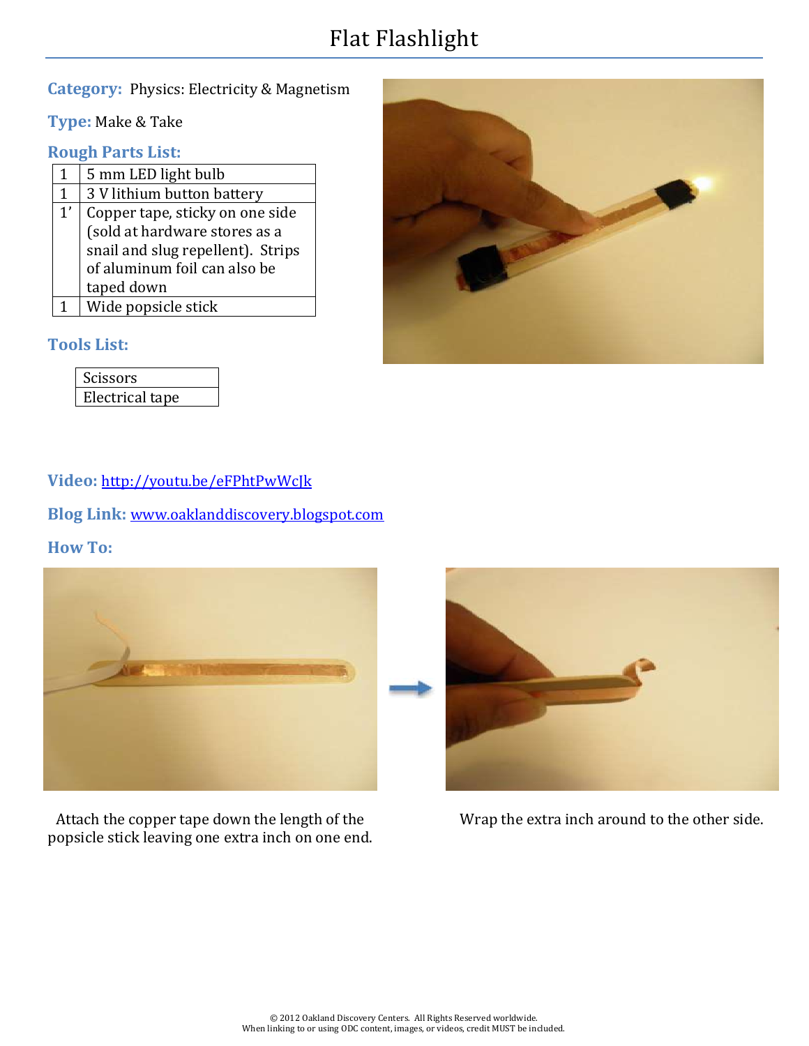# Flat Flashlight

**Category:** Physics: Electricity & Magnetism

**Type:** Make & Take

**Rough Parts List:**

| | |
|---|---|
| 1 | 5 mm LED light bulb |
| 1 | 3 V lithium button battery |
| 1’ | Copper tape, sticky on one side (sold at hardware stores as a snail and slug repellent). Strips of aluminum foil can also be taped down |
| 1 | Wide popsicle stick |

**Tools List:**

| |
|---|
| Scissors |
| Electrical tape |

**Video:** http://youtu.be/eFPhtPwWcJk

**Blog Link:** www.oaklanddiscovery.blogspot.com

**How To:**

Attach the copper tape down the length of the popsicle stick leaving one extra inch on one end.

Wrap the extra inch around to the other side.

© 2012 Oakland Discovery Centers. All Rights Reserved worldwide.
When linking to or using ODC content, images, or videos, credit MUST be included.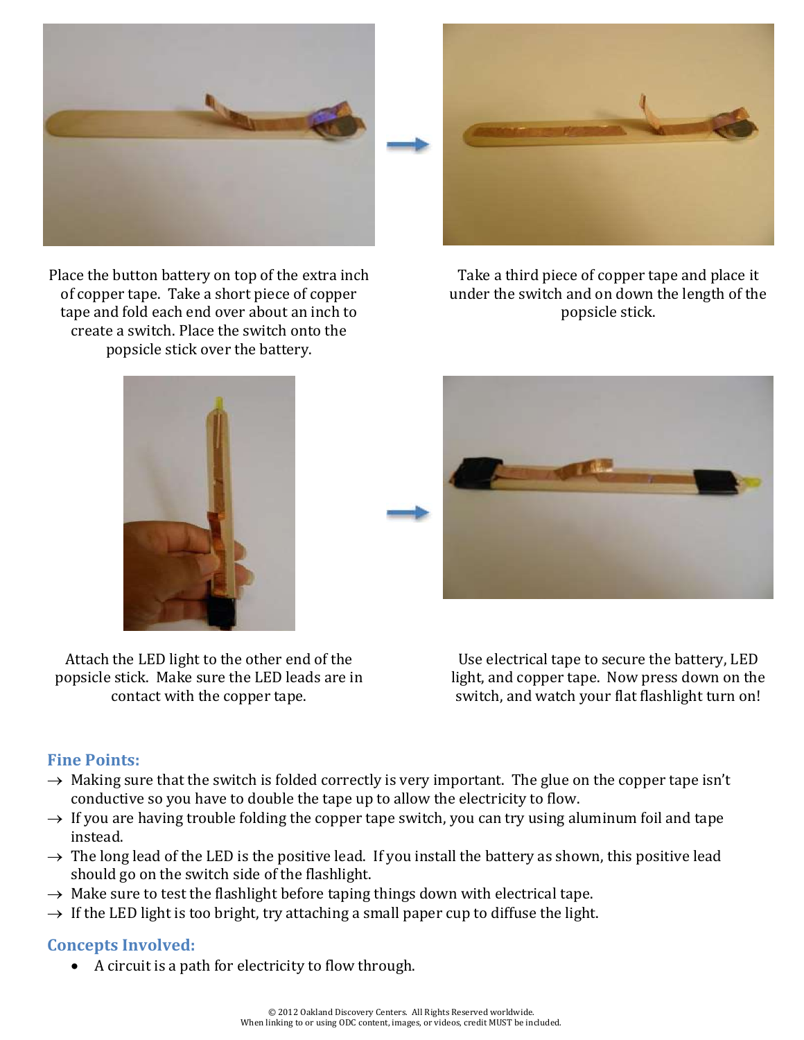Place the button battery on top of the extra inch of copper tape. Take a short piece of copper tape and fold each end over about an inch to create a switch. Place the switch onto the popsicle stick over the battery.

Take a third piece of copper tape and place it under the switch and on down the length of the popsicle stick.

Attach the LED light to the other end of the popsicle stick. Make sure the LED leads are in contact with the copper tape.

Use electrical tape to secure the battery, LED light, and copper tape. Now press down on the switch, and watch your flat flashlight turn on!

## Fine Points:

- → Making sure that the switch is folded correctly is very important. The glue on the copper tape isn't conductive so you have to double the tape up to allow the electricity to flow.
- → If you are having trouble folding the copper tape switch, you can try using aluminum foil and tape instead.
- → The long lead of the LED is the positive lead. If you install the battery as shown, this positive lead should go on the switch side of the flashlight.
- → Make sure to test the flashlight before taping things down with electrical tape.
- → If the LED light is too bright, try attaching a small paper cup to diffuse the light.

## Concepts Involved:

- A circuit is a path for electricity to flow through.

© 2012 Oakland Discovery Centers. All Rights Reserved worldwide.
When linking to or using ODC content, images, or videos, credit MUST be included.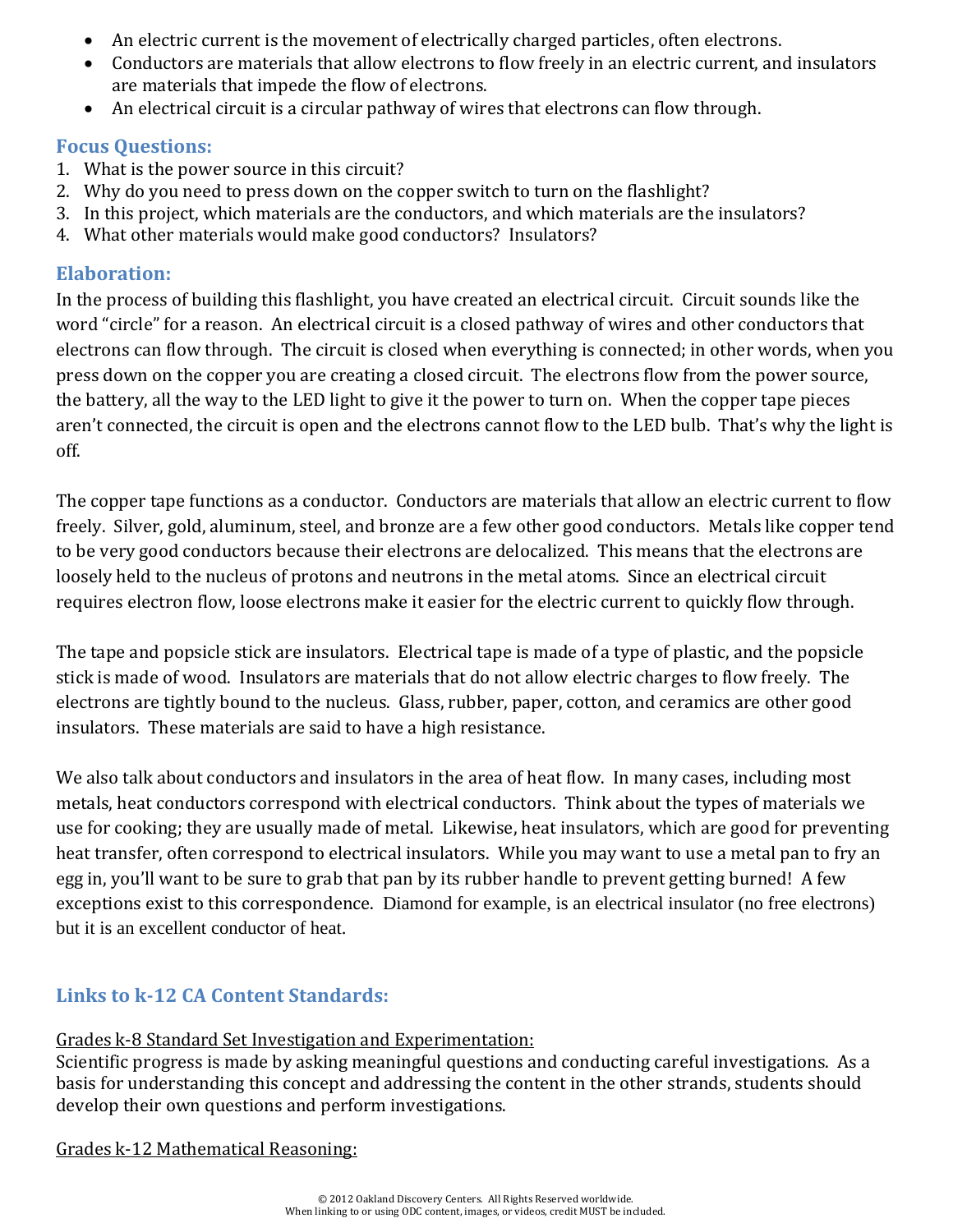- An electric current is the movement of electrically charged particles, often electrons.
- Conductors are materials that allow electrons to flow freely in an electric current, and insulators are materials that impede the flow of electrons.
- An electrical circuit is a circular pathway of wires that electrons can flow through.

## Focus Questions:

1. What is the power source in this circuit?
2. Why do you need to press down on the copper switch to turn on the flashlight?
3. In this project, which materials are the conductors, and which materials are the insulators?
4. What other materials would make good conductors? Insulators?

## Elaboration:

In the process of building this flashlight, you have created an electrical circuit. Circuit sounds like the word "circle" for a reason. An electrical circuit is a closed pathway of wires and other conductors that electrons can flow through. The circuit is closed when everything is connected; in other words, when you press down on the copper you are creating a closed circuit. The electrons flow from the power source, the battery, all the way to the LED light to give it the power to turn on. When the copper tape pieces aren't connected, the circuit is open and the electrons cannot flow to the LED bulb. That's why the light is off.

The copper tape functions as a conductor. Conductors are materials that allow an electric current to flow freely. Silver, gold, aluminum, steel, and bronze are a few other good conductors. Metals like copper tend to be very good conductors because their electrons are delocalized. This means that the electrons are loosely held to the nucleus of protons and neutrons in the metal atoms. Since an electrical circuit requires electron flow, loose electrons make it easier for the electric current to quickly flow through.

The tape and popsicle stick are insulators. Electrical tape is made of a type of plastic, and the popsicle stick is made of wood. Insulators are materials that do not allow electric charges to flow freely. The electrons are tightly bound to the nucleus. Glass, rubber, paper, cotton, and ceramics are other good insulators. These materials are said to have a high resistance.

We also talk about conductors and insulators in the area of heat flow. In many cases, including most metals, heat conductors correspond with electrical conductors. Think about the types of materials we use for cooking; they are usually made of metal. Likewise, heat insulators, which are good for preventing heat transfer, often correspond to electrical insulators. While you may want to use a metal pan to fry an egg in, you'll want to be sure to grab that pan by its rubber handle to prevent getting burned! A few exceptions exist to this correspondence. Diamond for example, is an electrical insulator (no free electrons) but it is an excellent conductor of heat.

## Links to k-12 CA Content Standards:

<u>Grades k-8 Standard Set Investigation and Experimentation:</u>
Scientific progress is made by asking meaningful questions and conducting careful investigations. As a basis for understanding this concept and addressing the content in the other strands, students should develop their own questions and perform investigations.

<u>Grades k-12 Mathematical Reasoning:</u>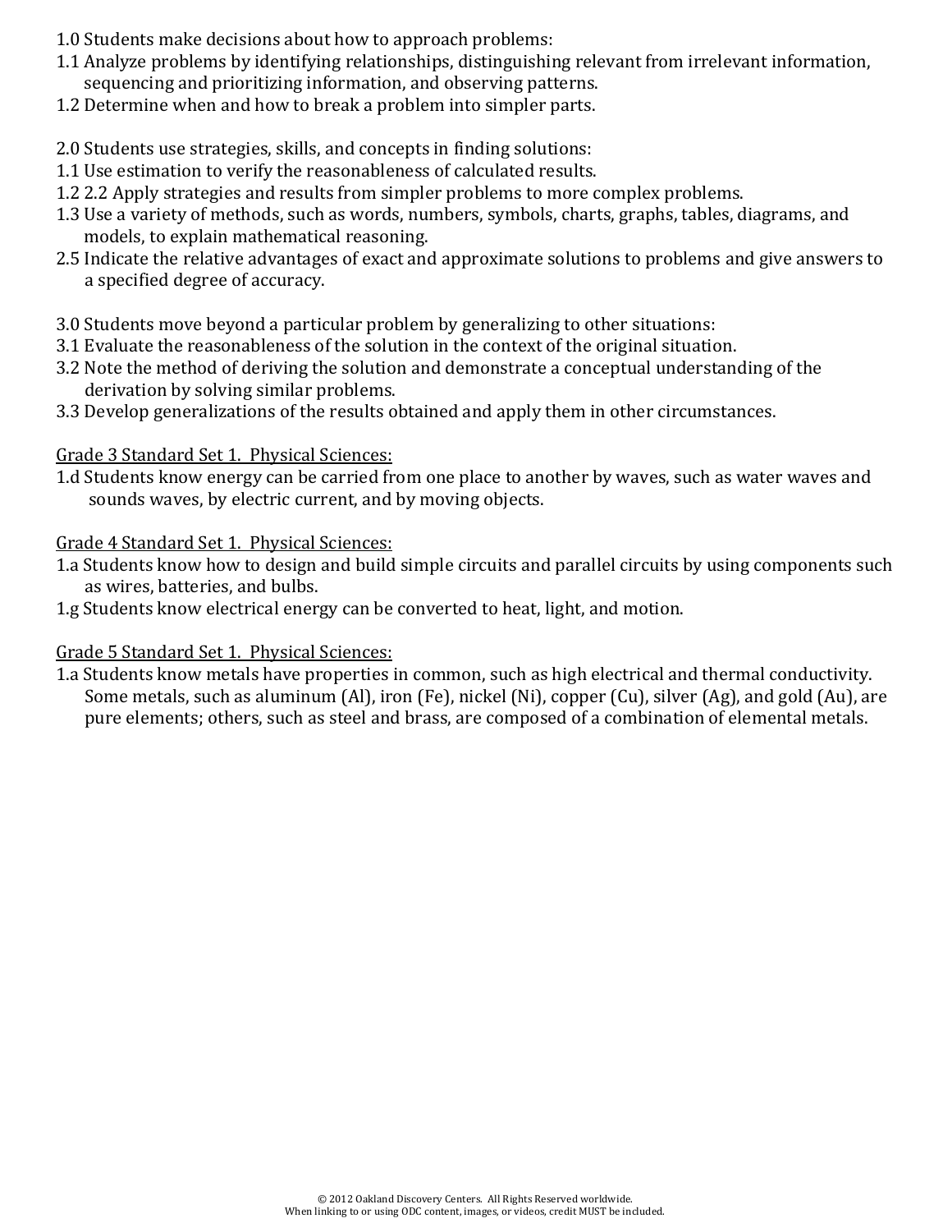1.0 Students make decisions about how to approach problems:
1.1 Analyze problems by identifying relationships, distinguishing relevant from irrelevant information, sequencing and prioritizing information, and observing patterns.
1.2 Determine when and how to break a problem into simpler parts.

2.0 Students use strategies, skills, and concepts in finding solutions:
1.1 Use estimation to verify the reasonableness of calculated results.
1.2 2.2 Apply strategies and results from simpler problems to more complex problems.
1.3 Use a variety of methods, such as words, numbers, symbols, charts, graphs, tables, diagrams, and models, to explain mathematical reasoning.
2.5 Indicate the relative advantages of exact and approximate solutions to problems and give answers to a specified degree of accuracy.

3.0 Students move beyond a particular problem by generalizing to other situations:
3.1 Evaluate the reasonableness of the solution in the context of the original situation.
3.2 Note the method of deriving the solution and demonstrate a conceptual understanding of the derivation by solving similar problems.
3.3 Develop generalizations of the results obtained and apply them in other circumstances.

<u>Grade 3 Standard Set 1. Physical Sciences:</u>
1.d Students know energy can be carried from one place to another by waves, such as water waves and sounds waves, by electric current, and by moving objects.

<u>Grade 4 Standard Set 1. Physical Sciences:</u>
1.a Students know how to design and build simple circuits and parallel circuits by using components such as wires, batteries, and bulbs.
1.g Students know electrical energy can be converted to heat, light, and motion.

<u>Grade 5 Standard Set 1. Physical Sciences:</u>
1.a Students know metals have properties in common, such as high electrical and thermal conductivity. Some metals, such as aluminum (Al), iron (Fe), nickel (Ni), copper (Cu), silver (Ag), and gold (Au), are pure elements; others, such as steel and brass, are composed of a combination of elemental metals.

© 2012 Oakland Discovery Centers. All Rights Reserved worldwide.
When linking to or using ODC content, images, or videos, credit MUST be included.